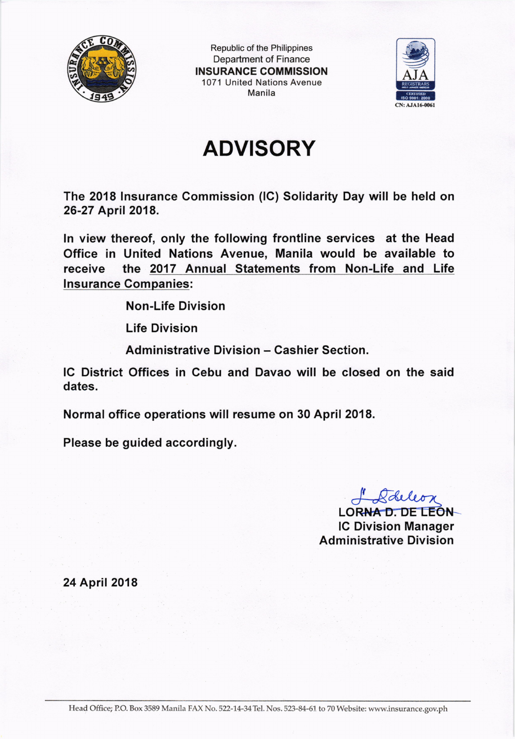Republic of the Philippines
Department of Finance
**INSURANCE COMMISSION**
1071 United Nations Avenue
Manila

CN: AJA16-0061

# ADVISORY

**The 2018 Insurance Commission (IC) Solidarity Day will be held on 26-27 April 2018.**

**In view thereof, only the following frontline services at the Head Office in United Nations Avenue, Manila would be available to receive the <u>2017 Annual Statements from Non-Life and Life Insurance Companies</u>:**

> **Non-Life Division**
>
> **Life Division**
>
> **Administrative Division – Cashier Section.**

**IC District Offices in Cebu and Davao will be closed on the said dates.**

**Normal office operations will resume on 30 April 2018.**

**Please be guided accordingly.**

**LORNA D. DE LEON**
**IC Division Manager**
**Administrative Division**

**24 April 2018**

Head Office; P.O. Box 3589 Manila FAX No. 522-14-34 Tel. Nos. 523-84-61 to 70 Website: www.insurance.gov.ph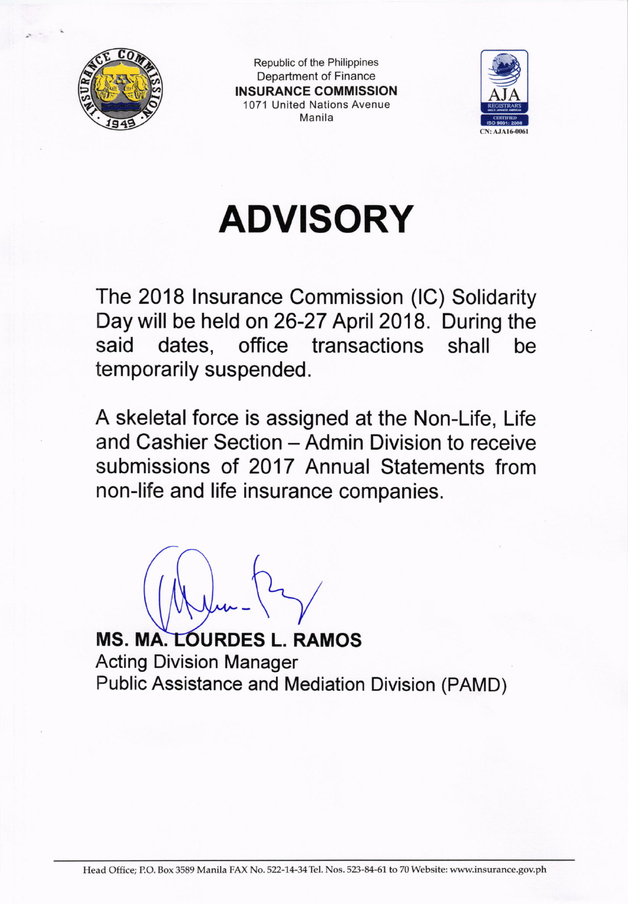Republic of the Philippines
Department of Finance
**INSURANCE COMMISSION**
1071 United Nations Avenue
Manila

# ADVISORY

The 2018 Insurance Commission (IC) Solidarity Day will be held on 26-27 April 2018. During the said dates, office transactions shall be temporarily suspended.

A skeletal force is assigned at the Non-Life, Life and Cashier Section – Admin Division to receive submissions of 2017 Annual Statements from non-life and life insurance companies.

**MS. MA. LOURDES L. RAMOS**
Acting Division Manager
Public Assistance and Mediation Division (PAMD)

Head Office; P.O. Box 3589 Manila FAX No. 522-14-34 Tel. Nos. 523-84-61 to 70 Website: www.insurance.gov.ph